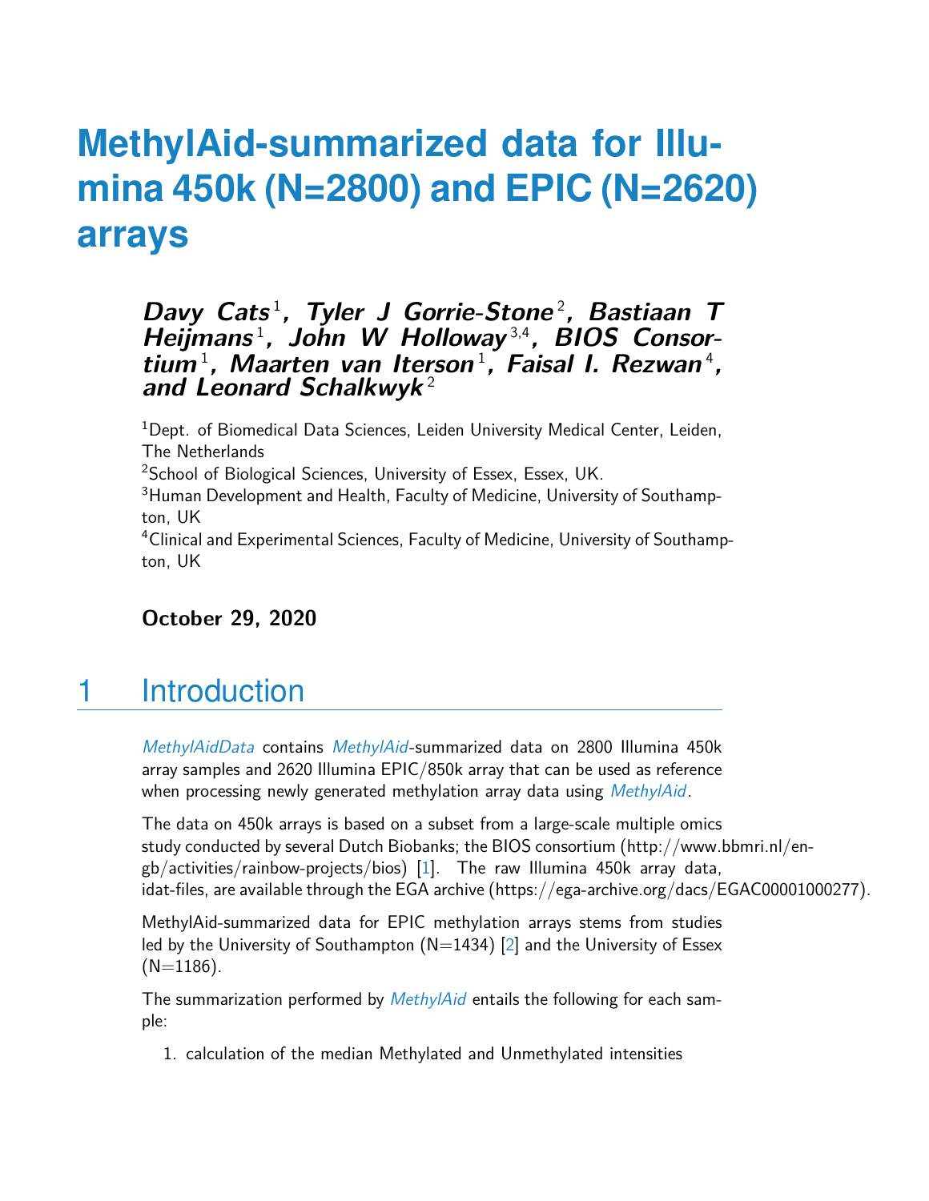# MethylAid-summarized data for Illumina 450k (N=2800) and EPIC (N=2620) arrays

**Davy Cats[1], Tyler J Gorrie-Stone[2], Bastiaan T Heijmans[1], John W Holloway[3,4], BIOS Consortium[1], Maarten van Iterson[1], Faisal I. Rezwan[4], and Leonard Schalkwyk[2]**

[1]Dept. of Biomedical Data Sciences, Leiden University Medical Center, Leiden, The Netherlands

[2]School of Biological Sciences, University of Essex, Essex, UK.

[3]Human Development and Health, Faculty of Medicine, University of Southampton, UK

[4]Clinical and Experimental Sciences, Faculty of Medicine, University of Southampton, UK

**October 29, 2020**

## 1 Introduction

*MethylAidData* contains *MethylAid*-summarized data on 2800 Illumina 450k array samples and 2620 Illumina EPIC/850k array that can be used as reference when processing newly generated methylation array data using *MethylAid*.

The data on 450k arrays is based on a subset from a large-scale multiple omics study conducted by several Dutch Biobanks; the BIOS consortium (http://www.bbmri.nl/en-gb/activities/rainbow-projects/bios) [1]. The raw Illumina 450k array data, idat-files, are available through the EGA archive (https://ega-archive.org/dacs/EGAC00001000277).

MethylAid-summarized data for EPIC methylation arrays stems from studies led by the University of Southampton (N=1434) [2] and the University of Essex (N=1186).

The summarization performed by *MethylAid* entails the following for each sample:

1. calculation of the median Methylated and Unmethylated intensities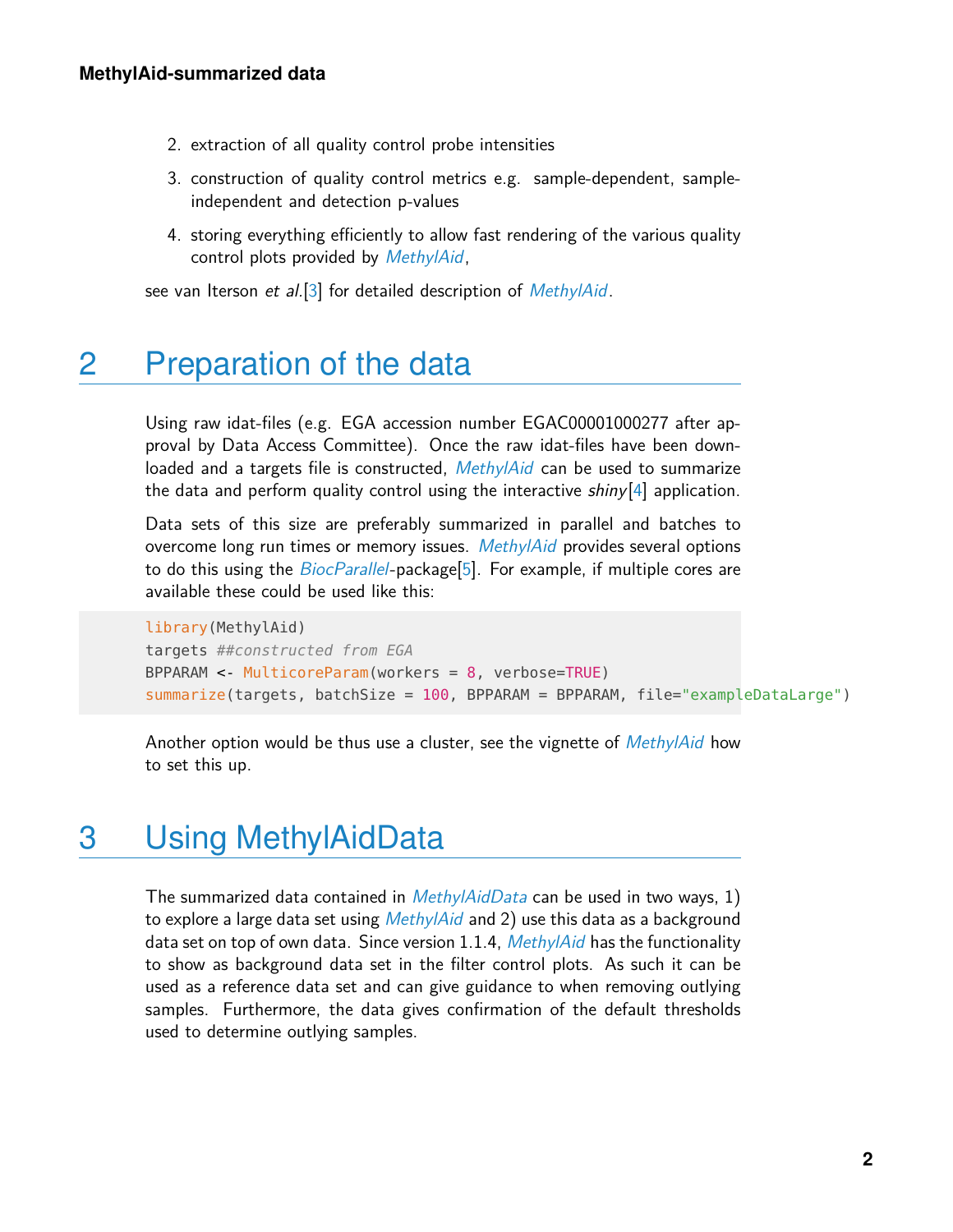2. extraction of all quality control probe intensities
3. construction of quality control metrics e.g. sample-dependent, sample-independent and detection p-values
4. storing everything efficiently to allow fast rendering of the various quality control plots provided by *MethylAid*,

see van Iterson *et al.*[3] for detailed description of *MethylAid*.

# 2 Preparation of the data

Using raw idat-files (e.g. EGA accession number EGAC00001000277 after approval by Data Access Committee). Once the raw idat-files have been downloaded and a targets file is constructed, *MethylAid* can be used to summarize the data and perform quality control using the interactive *shiny*[4] application.

Data sets of this size are preferably summarized in parallel and batches to overcome long run times or memory issues. *MethylAid* provides several options to do this using the *BiocParallel*-package[5]. For example, if multiple cores are available these could be used like this:

```
library(MethylAid)
targets ##constructed from EGA
BPPARAM <- MulticoreParam(workers = 8, verbose=TRUE)
summarize(targets, batchSize = 100, BPPARAM = BPPARAM, file="exampleDataLarge")
```

Another option would be thus use a cluster, see the vignette of *MethylAid* how to set this up.

# 3 Using MethylAidData

The summarized data contained in *MethylAidData* can be used in two ways, 1) to explore a large data set using *MethylAid* and 2) use this data as a background data set on top of own data. Since version 1.1.4, *MethylAid* has the functionality to show as background data set in the filter control plots. As such it can be used as a reference data set and can give guidance to when removing outlying samples. Furthermore, the data gives confirmation of the default thresholds used to determine outlying samples.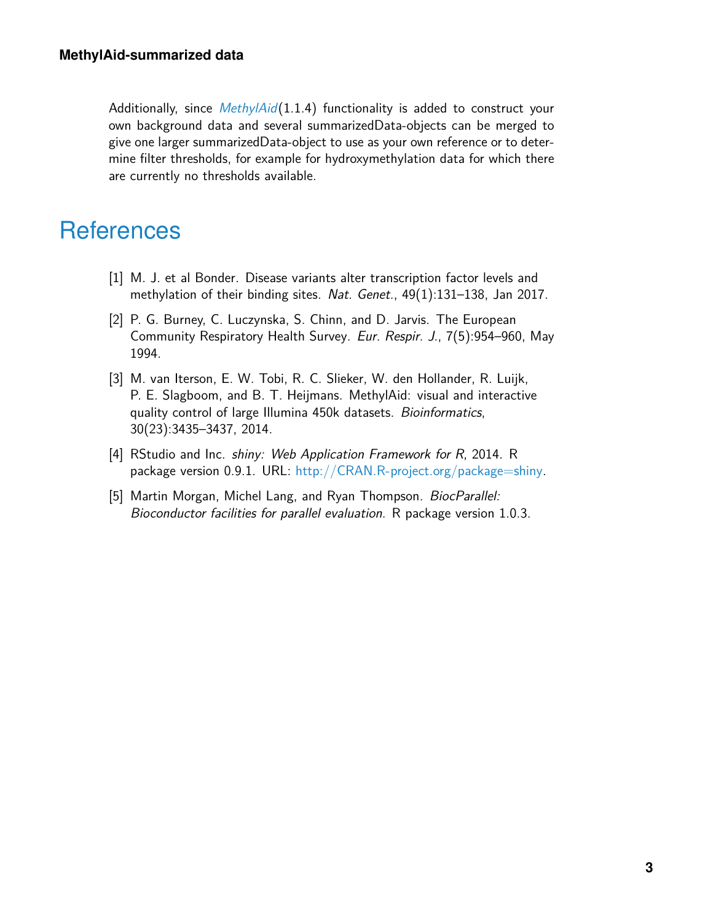### MethylAid-summarized data

Additionally, since *MethylAid*(1.1.4) functionality is added to construct your own background data and several summarizedData-objects can be merged to give one larger summarizedData-object to use as your own reference or to determine filter thresholds, for example for hydroxymethylation data for which there are currently no thresholds available.

# References

[1] M. J. et al Bonder. Disease variants alter transcription factor levels and methylation of their binding sites. *Nat. Genet.*, 49(1):131–138, Jan 2017.

[2] P. G. Burney, C. Luczynska, S. Chinn, and D. Jarvis. The European Community Respiratory Health Survey. *Eur. Respir. J.*, 7(5):954–960, May 1994.

[3] M. van Iterson, E. W. Tobi, R. C. Slieker, W. den Hollander, R. Luijk, P. E. Slagboom, and B. T. Heijmans. MethylAid: visual and interactive quality control of large Illumina 450k datasets. *Bioinformatics*, 30(23):3435–3437, 2014.

[4] RStudio and Inc. *shiny: Web Application Framework for R*, 2014. R package version 0.9.1. URL: http://CRAN.R-project.org/package=shiny.

[5] Martin Morgan, Michel Lang, and Ryan Thompson. *BiocParallel: Bioconductor facilities for parallel evaluation*. R package version 1.0.3.